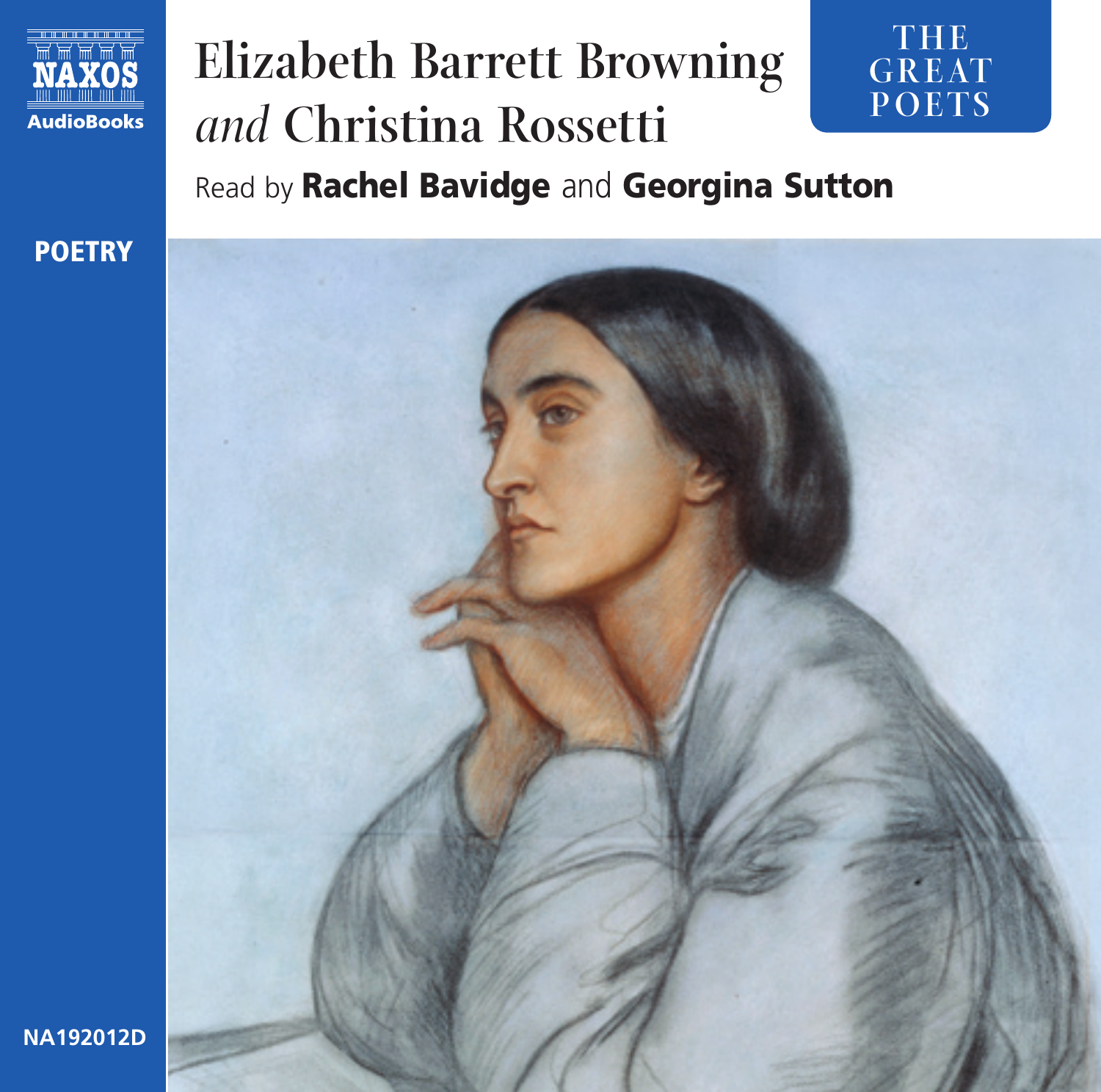NAXOS AudioBooks

# Elizabeth Barrett Browning *and* Christina Rossetti

THE GREAT POETS

Read by **Rachel Bavidge** and **Georgina Sutton**

**POETRY**

**NA192012D**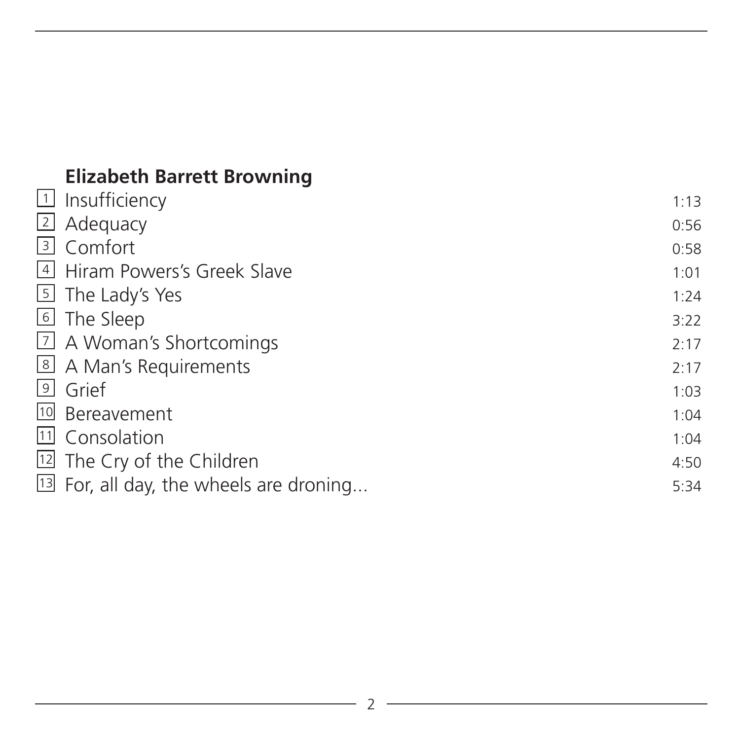**Elizabeth Barrett Browning**

| | | |
|---|---|---|
| 1 | Insufficiency | 1:13 |
| 2 | Adequacy | 0:56 |
| 3 | Comfort | 0:58 |
| 4 | Hiram Powers's Greek Slave | 1:01 |
| 5 | The Lady's Yes | 1:24 |
| 6 | The Sleep | 3:22 |
| 7 | A Woman's Shortcomings | 2:17 |
| 8 | A Man's Requirements | 2:17 |
| 9 | Grief | 1:03 |
| 10 | Bereavement | 1:04 |
| 11 | Consolation | 1:04 |
| 12 | The Cry of the Children | 4:50 |
| 13 | For, all day, the wheels are droning... | 5:34 |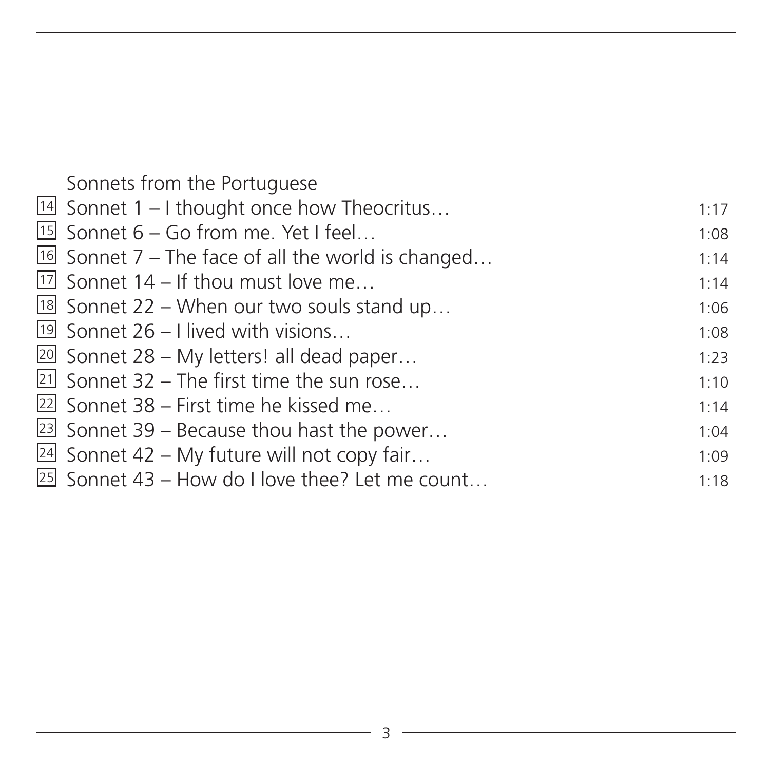Sonnets from the Portuguese

| | | |
|---|---|---|
| 14 | Sonnet 1 – I thought once how Theocritus… | 1:17 |
| 15 | Sonnet 6 – Go from me. Yet I feel… | 1:08 |
| 16 | Sonnet 7 – The face of all the world is changed… | 1:14 |
| 17 | Sonnet 14 – If thou must love me… | 1:14 |
| 18 | Sonnet 22 – When our two souls stand up… | 1:06 |
| 19 | Sonnet 26 – I lived with visions… | 1:08 |
| 20 | Sonnet 28 – My letters! all dead paper… | 1:23 |
| 21 | Sonnet 32 – The first time the sun rose… | 1:10 |
| 22 | Sonnet 38 – First time he kissed me… | 1:14 |
| 23 | Sonnet 39 – Because thou hast the power… | 1:04 |
| 24 | Sonnet 42 – My future will not copy fair… | 1:09 |
| 25 | Sonnet 43 – How do I love thee? Let me count… | 1:18 |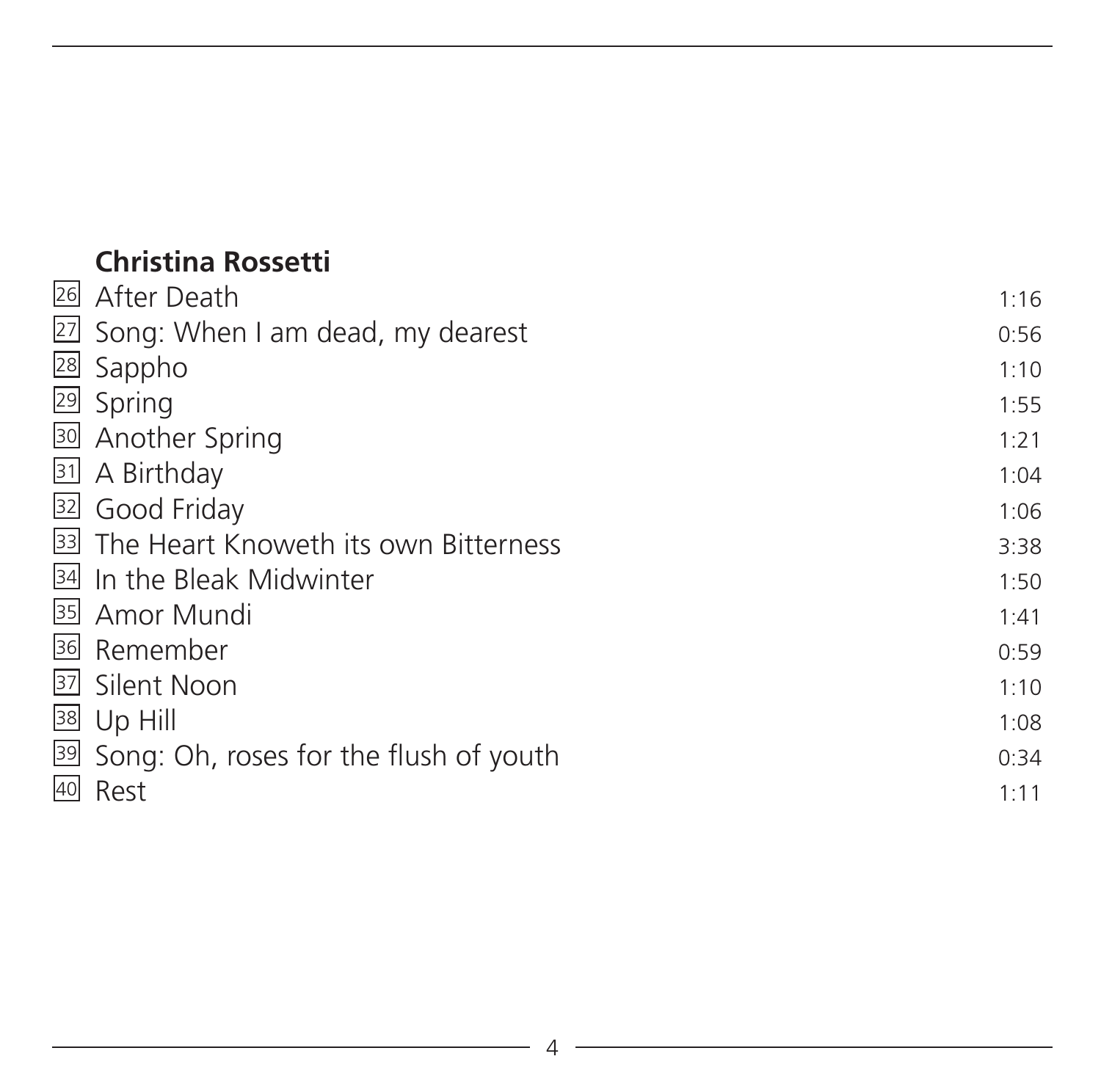## Christina Rossetti

| | | |
|---|---|---|
| 26 | After Death | 1:16 |
| 27 | Song: When I am dead, my dearest | 0:56 |
| 28 | Sappho | 1:10 |
| 29 | Spring | 1:55 |
| 30 | Another Spring | 1:21 |
| 31 | A Birthday | 1:04 |
| 32 | Good Friday | 1:06 |
| 33 | The Heart Knoweth its own Bitterness | 3:38 |
| 34 | In the Bleak Midwinter | 1:50 |
| 35 | Amor Mundi | 1:41 |
| 36 | Remember | 0:59 |
| 37 | Silent Noon | 1:10 |
| 38 | Up Hill | 1:08 |
| 39 | Song: Oh, roses for the flush of youth | 0:34 |
| 40 | Rest | 1:11 |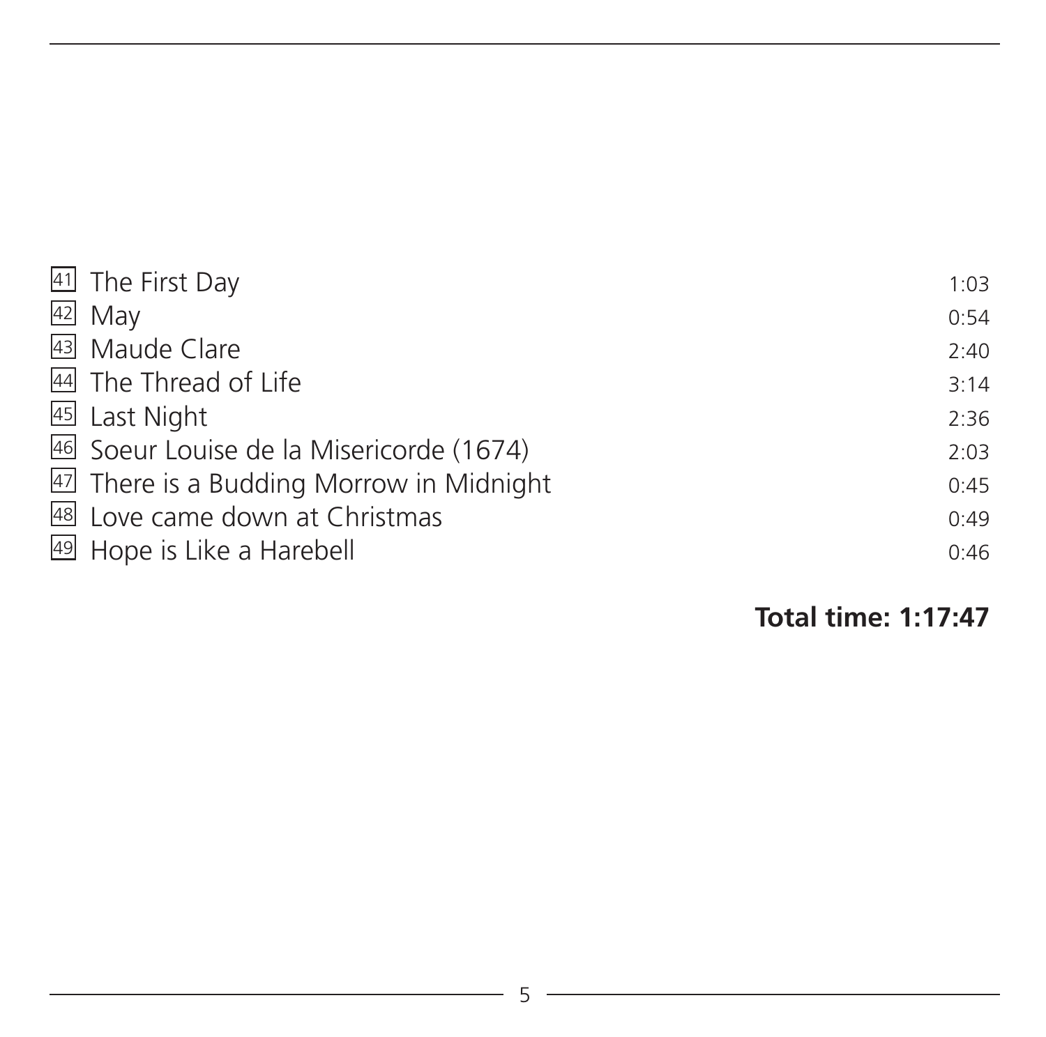| | | |
|---|---|---|
| 41 | The First Day | 1:03 |
| 42 | May | 0:54 |
| 43 | Maude Clare | 2:40 |
| 44 | The Thread of Life | 3:14 |
| 45 | Last Night | 2:36 |
| 46 | Soeur Louise de la Misericorde (1674) | 2:03 |
| 47 | There is a Budding Morrow in Midnight | 0:45 |
| 48 | Love came down at Christmas | 0:49 |
| 49 | Hope is Like a Harebell | 0:46 |

**Total time: 1:17:47**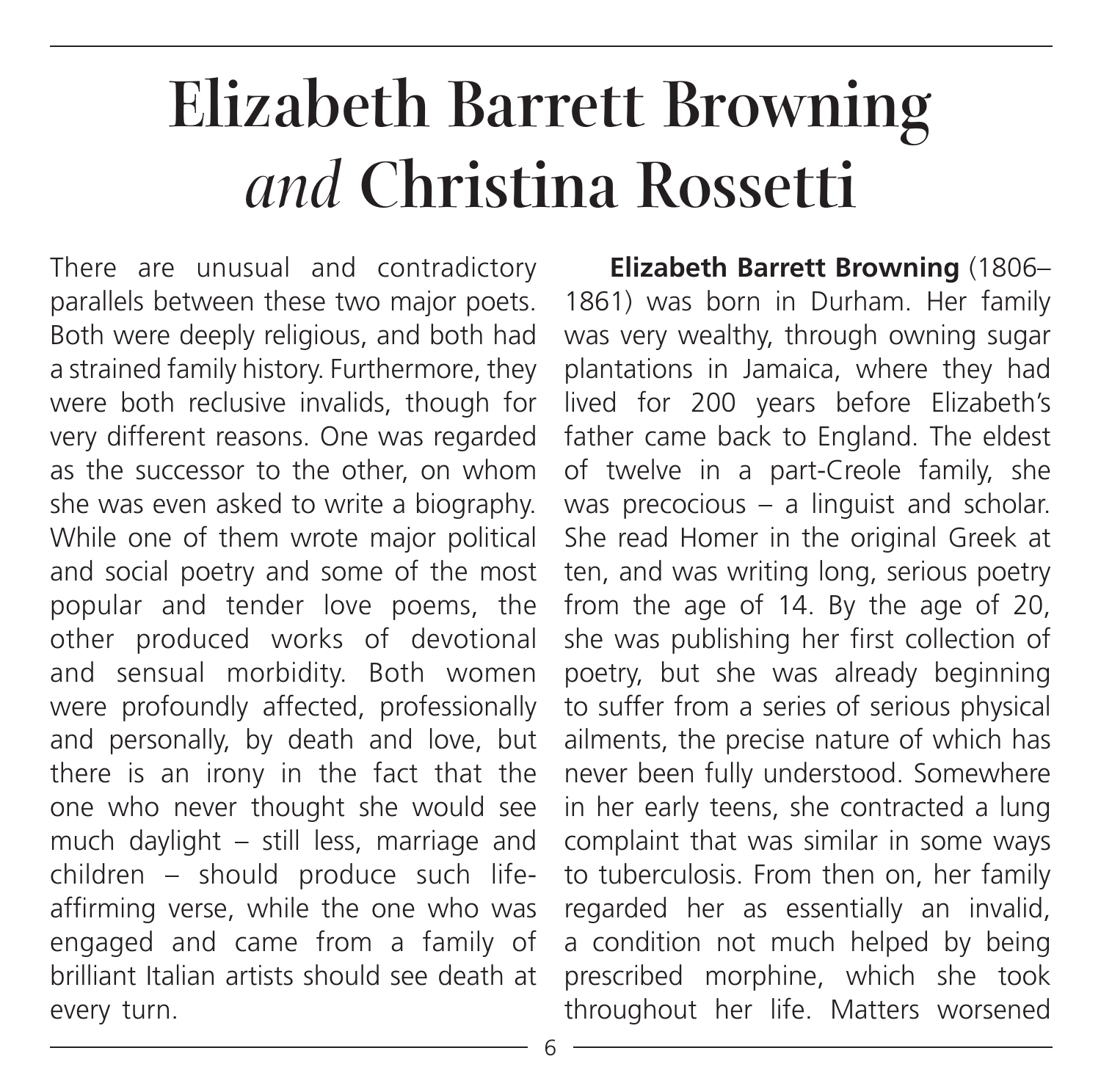# Elizabeth Barrett Browning *and* Christina Rossetti

There are unusual and contradictory parallels between these two major poets. Both were deeply religious, and both had a strained family history. Furthermore, they were both reclusive invalids, though for very different reasons. One was regarded as the successor to the other, on whom she was even asked to write a biography. While one of them wrote major political and social poetry and some of the most popular and tender love poems, the other produced works of devotional and sensual morbidity. Both women were profoundly affected, professionally and personally, by death and love, but there is an irony in the fact that the one who never thought she would see much daylight – still less, marriage and children – should produce such life-affirming verse, while the one who was engaged and came from a family of brilliant Italian artists should see death at every turn.

**Elizabeth Barrett Browning** (1806–1861) was born in Durham. Her family was very wealthy, through owning sugar plantations in Jamaica, where they had lived for 200 years before Elizabeth's father came back to England. The eldest of twelve in a part-Creole family, she was precocious – a linguist and scholar. She read Homer in the original Greek at ten, and was writing long, serious poetry from the age of 14. By the age of 20, she was publishing her first collection of poetry, but she was already beginning to suffer from a series of serious physical ailments, the precise nature of which has never been fully understood. Somewhere in her early teens, she contracted a lung complaint that was similar in some ways to tuberculosis. From then on, her family regarded her as essentially an invalid, a condition not much helped by being prescribed morphine, which she took throughout her life. Matters worsened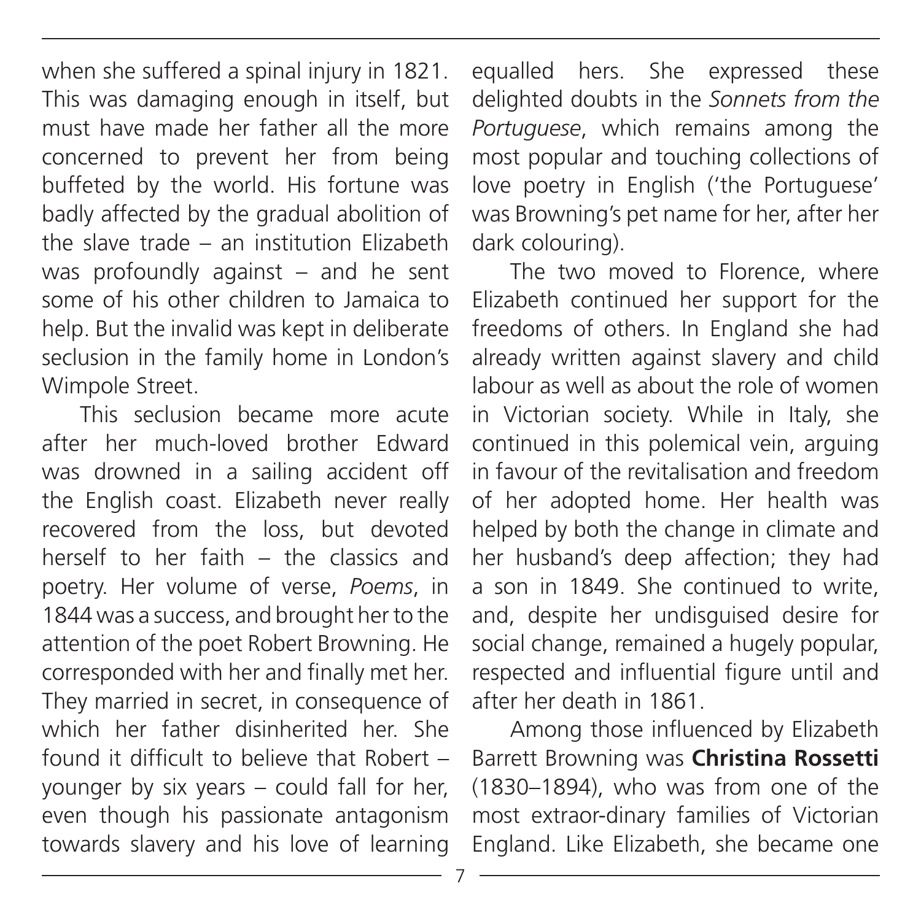when she suffered a spinal injury in 1821. This was damaging enough in itself, but must have made her father all the more concerned to prevent her from being buffeted by the world. His fortune was badly affected by the gradual abolition of the slave trade – an institution Elizabeth was profoundly against – and he sent some of his other children to Jamaica to help. But the invalid was kept in deliberate seclusion in the family home in London's Wimpole Street.

This seclusion became more acute after her much-loved brother Edward was drowned in a sailing accident off the English coast. Elizabeth never really recovered from the loss, but devoted herself to her faith – the classics and poetry. Her volume of verse, *Poems*, in 1844 was a success, and brought her to the attention of the poet Robert Browning. He corresponded with her and finally met her. They married in secret, in consequence of which her father disinherited her. She found it difficult to believe that Robert – younger by six years – could fall for her, even though his passionate antagonism towards slavery and his love of learning equalled hers. She expressed these delighted doubts in the *Sonnets from the Portuguese*, which remains among the most popular and touching collections of love poetry in English ('the Portuguese' was Browning's pet name for her, after her dark colouring).

The two moved to Florence, where Elizabeth continued her support for the freedoms of others. In England she had already written against slavery and child labour as well as about the role of women in Victorian society. While in Italy, she continued in this polemical vein, arguing in favour of the revitalisation and freedom of her adopted home. Her health was helped by both the change in climate and her husband's deep affection; they had a son in 1849. She continued to write, and, despite her undisguised desire for social change, remained a hugely popular, respected and influential figure until and after her death in 1861.

Among those influenced by Elizabeth Barrett Browning was **Christina Rossetti** (1830–1894), who was from one of the most extraor-dinary families of Victorian England. Like Elizabeth, she became one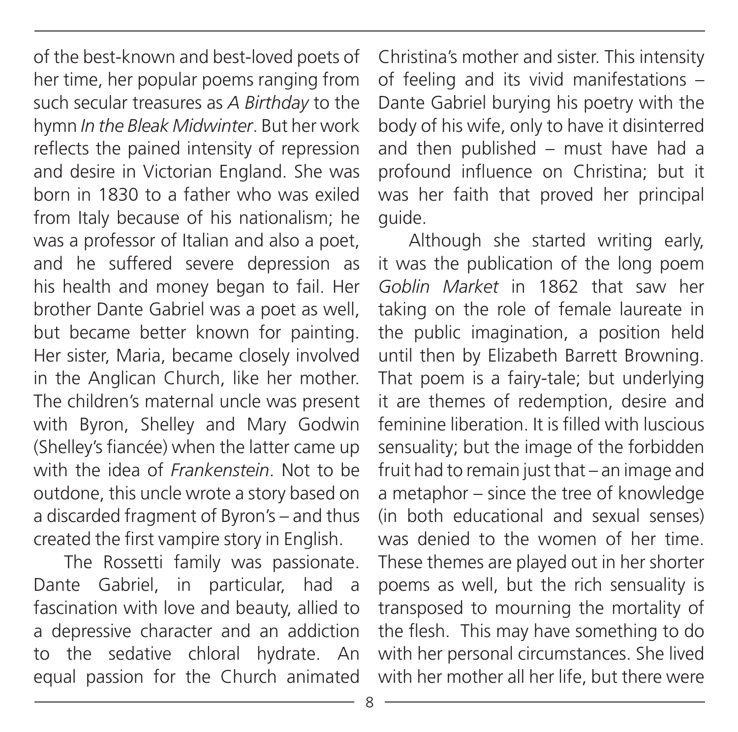of the best-known and best-loved poets of her time, her popular poems ranging from such secular treasures as *A Birthday* to the hymn *In the Bleak Midwinter*. But her work reflects the pained intensity of repression and desire in Victorian England. She was born in 1830 to a father who was exiled from Italy because of his nationalism; he was a professor of Italian and also a poet, and he suffered severe depression as his health and money began to fail. Her brother Dante Gabriel was a poet as well, but became better known for painting. Her sister, Maria, became closely involved in the Anglican Church, like her mother. The children's maternal uncle was present with Byron, Shelley and Mary Godwin (Shelley's fiancée) when the latter came up with the idea of *Frankenstein*. Not to be outdone, this uncle wrote a story based on a discarded fragment of Byron's – and thus created the first vampire story in English.

The Rossetti family was passionate. Dante Gabriel, in particular, had a fascination with love and beauty, allied to a depressive character and an addiction to the sedative chloral hydrate. An equal passion for the Church animated Christina's mother and sister. This intensity of feeling and its vivid manifestations – Dante Gabriel burying his poetry with the body of his wife, only to have it disinterred and then published – must have had a profound influence on Christina; but it was her faith that proved her principal guide.

Although she started writing early, it was the publication of the long poem *Goblin Market* in 1862 that saw her taking on the role of female laureate in the public imagination, a position held until then by Elizabeth Barrett Browning. That poem is a fairy-tale; but underlying it are themes of redemption, desire and feminine liberation. It is filled with luscious sensuality; but the image of the forbidden fruit had to remain just that – an image and a metaphor – since the tree of knowledge (in both educational and sexual senses) was denied to the women of her time. These themes are played out in her shorter poems as well, but the rich sensuality is transposed to mourning the mortality of the flesh. This may have something to do with her personal circumstances. She lived with her mother all her life, but there were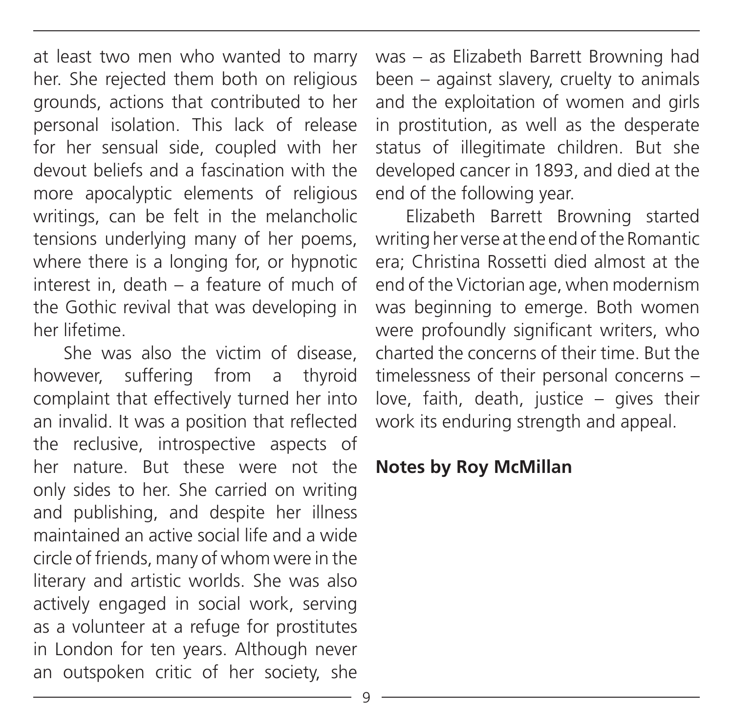at least two men who wanted to marry her. She rejected them both on religious grounds, actions that contributed to her personal isolation. This lack of release for her sensual side, coupled with her devout beliefs and a fascination with the more apocalyptic elements of religious writings, can be felt in the melancholic tensions underlying many of her poems, where there is a longing for, or hypnotic interest in, death – a feature of much of the Gothic revival that was developing in her lifetime.

She was also the victim of disease, however, suffering from a thyroid complaint that effectively turned her into an invalid. It was a position that reflected the reclusive, introspective aspects of her nature. But these were not the only sides to her. She carried on writing and publishing, and despite her illness maintained an active social life and a wide circle of friends, many of whom were in the literary and artistic worlds. She was also actively engaged in social work, serving as a volunteer at a refuge for prostitutes in London for ten years. Although never an outspoken critic of her society, she was – as Elizabeth Barrett Browning had been – against slavery, cruelty to animals and the exploitation of women and girls in prostitution, as well as the desperate status of illegitimate children. But she developed cancer in 1893, and died at the end of the following year.

Elizabeth Barrett Browning started writing her verse at the end of the Romantic era; Christina Rossetti died almost at the end of the Victorian age, when modernism was beginning to emerge. Both women were profoundly significant writers, who charted the concerns of their time. But the timelessness of their personal concerns – love, faith, death, justice – gives their work its enduring strength and appeal.

**Notes by Roy McMillan**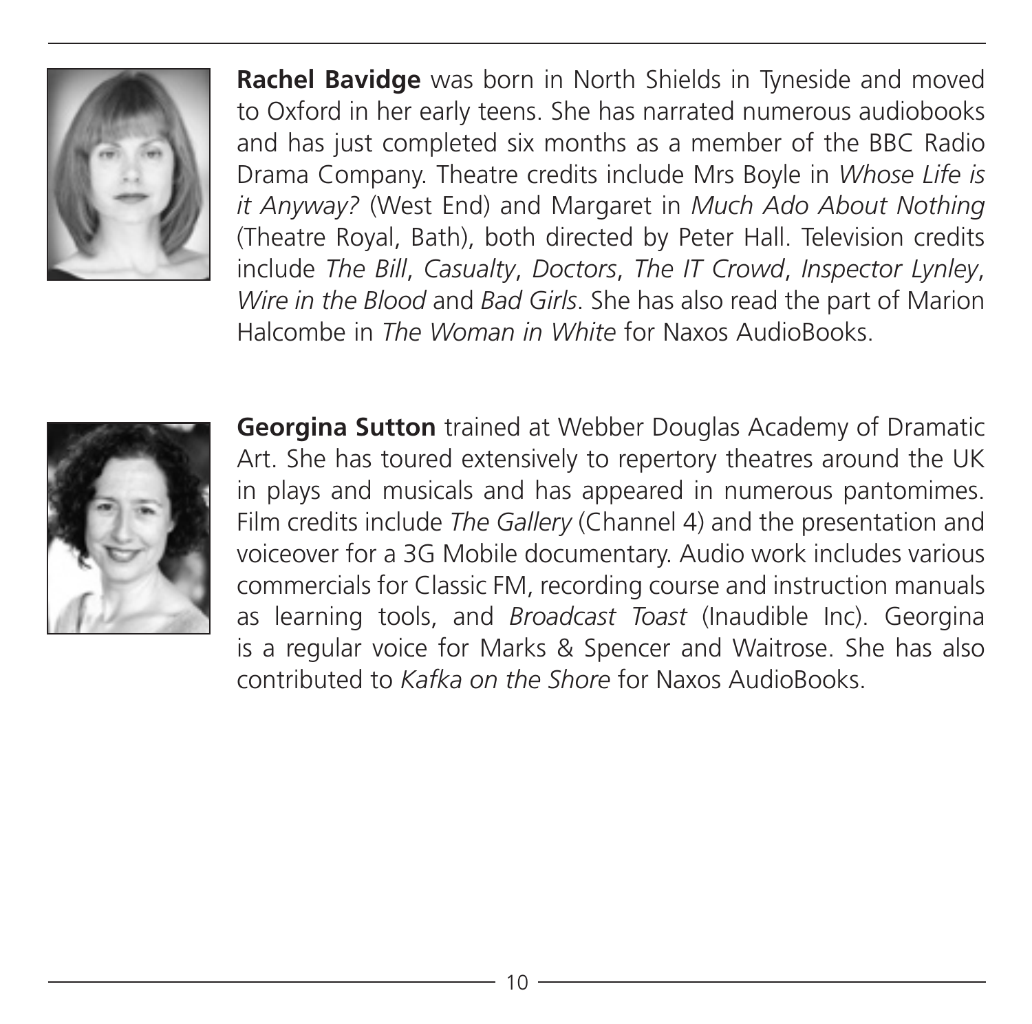**Rachel Bavidge** was born in North Shields in Tyneside and moved to Oxford in her early teens. She has narrated numerous audiobooks and has just completed six months as a member of the BBC Radio Drama Company. Theatre credits include Mrs Boyle in *Whose Life is it Anyway?* (West End) and Margaret in *Much Ado About Nothing* (Theatre Royal, Bath), both directed by Peter Hall. Television credits include *The Bill*, *Casualty*, *Doctors*, *The IT Crowd*, *Inspector Lynley*, *Wire in the Blood* and *Bad Girls*. She has also read the part of Marion Halcombe in *The Woman in White* for Naxos AudioBooks.

**Georgina Sutton** trained at Webber Douglas Academy of Dramatic Art. She has toured extensively to repertory theatres around the UK in plays and musicals and has appeared in numerous pantomimes. Film credits include *The Gallery* (Channel 4) and the presentation and voiceover for a 3G Mobile documentary. Audio work includes various commercials for Classic FM, recording course and instruction manuals as learning tools, and *Broadcast Toast* (Inaudible Inc). Georgina is a regular voice for Marks & Spencer and Waitrose. She has also contributed to *Kafka on the Shore* for Naxos AudioBooks.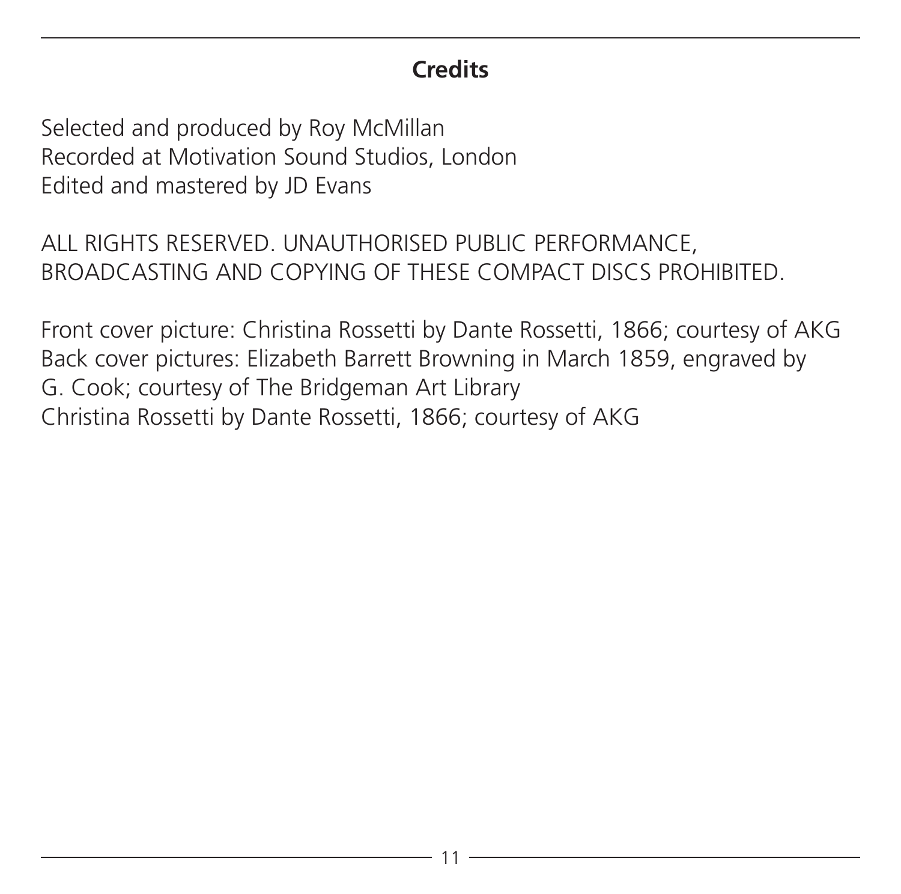## Credits

Selected and produced by Roy McMillan
Recorded at Motivation Sound Studios, London
Edited and mastered by JD Evans

ALL RIGHTS RESERVED. UNAUTHORISED PUBLIC PERFORMANCE, BROADCASTING AND COPYING OF THESE COMPACT DISCS PROHIBITED.

Front cover picture: Christina Rossetti by Dante Rossetti, 1866; courtesy of AKG
Back cover pictures: Elizabeth Barrett Browning in March 1859, engraved by G. Cook; courtesy of The Bridgeman Art Library
Christina Rossetti by Dante Rossetti, 1866; courtesy of AKG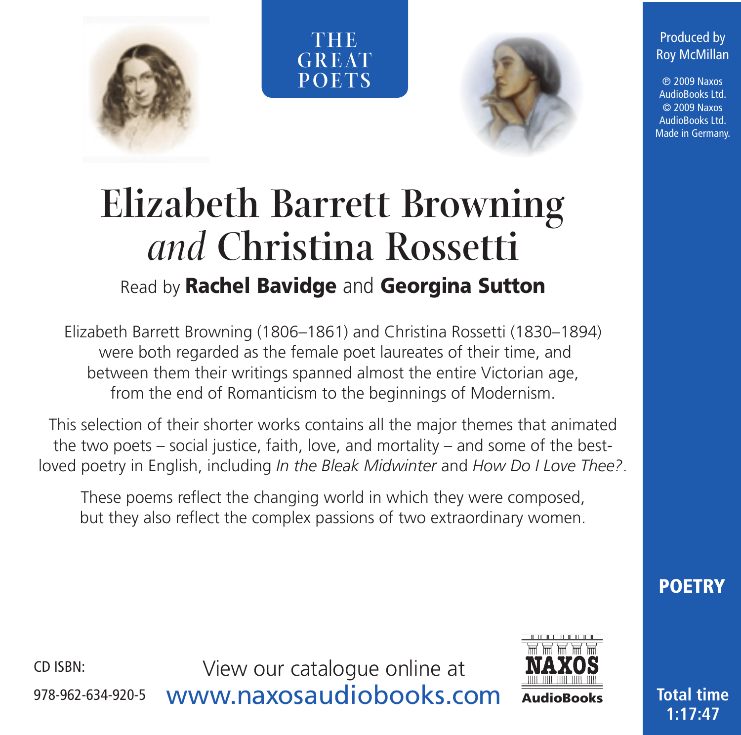THE GREAT POETS

# Elizabeth Barrett Browning *and* Christina Rossetti

Read by **Rachel Bavidge** and **Georgina Sutton**

Elizabeth Barrett Browning (1806–1861) and Christina Rossetti (1830–1894) were both regarded as the female poet laureates of their time, and between them their writings spanned almost the entire Victorian age, from the end of Romanticism to the beginnings of Modernism.

This selection of their shorter works contains all the major themes that animated the two poets – social justice, faith, love, and mortality – and some of the best-loved poetry in English, including *In the Bleak Midwinter* and *How Do I Love Thee?*.

These poems reflect the changing world in which they were composed, but they also reflect the complex passions of two extraordinary women.

Produced by Roy McMillan

℗ 2009 Naxos AudioBooks Ltd.
© 2009 Naxos AudioBooks Ltd.
Made in Germany.

**POETRY**

CD ISBN:
978-962-634-920-5

View our catalogue online at
www.naxosaudiobooks.com

NAXOS AudioBooks

**Total time 1:17:47**